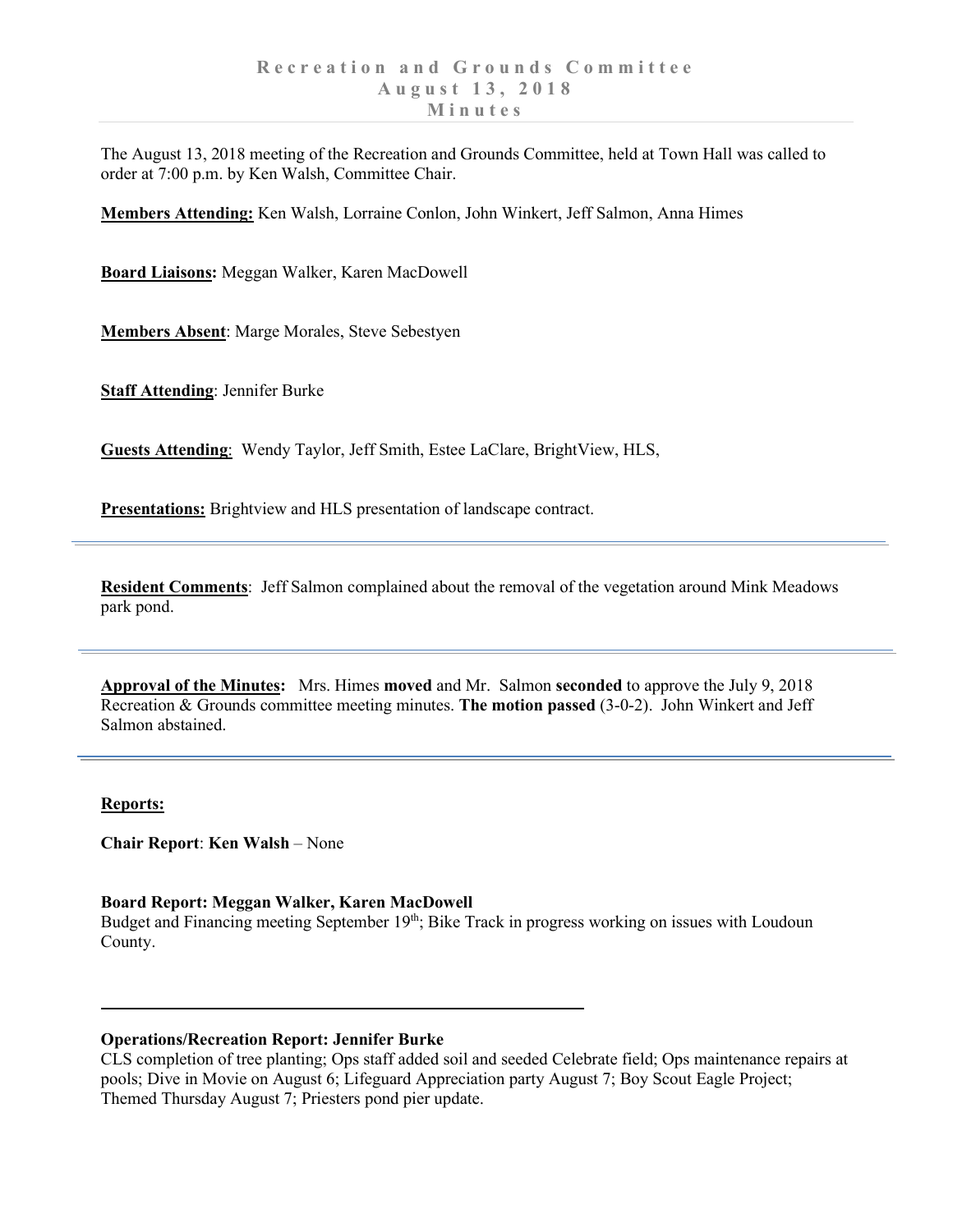# Recreation and Grounds Committee
# August 13, 2018
# Minutes

The August 13, 2018 meeting of the Recreation and Grounds Committee, held at Town Hall was called to order at 7:00 p.m. by Ken Walsh, Committee Chair.

**Members Attending:** Ken Walsh, Lorraine Conlon, John Winkert, Jeff Salmon, Anna Himes

**Board Liaisons:** Meggan Walker, Karen MacDowell

**Members Absent**: Marge Morales, Steve Sebestyen

**Staff Attending**: Jennifer Burke

**Guests Attending**: Wendy Taylor, Jeff Smith, Estee LaClare, BrightView, HLS,

**Presentations:** Brightview and HLS presentation of landscape contract.

---

**Resident Comments**: Jeff Salmon complained about the removal of the vegetation around Mink Meadows park pond.

---

**Approval of the Minutes:** Mrs. Himes **moved** and Mr. Salmon **seconded** to approve the July 9, 2018 Recreation & Grounds committee meeting minutes. **The motion passed** (3-0-2). John Winkert and Jeff Salmon abstained.

---

**Reports:**

**Chair Report**: **Ken Walsh** – None

**Board Report: Meggan Walker, Karen MacDowell**
Budget and Financing meeting September 19th; Bike Track in progress working on issues with Loudoun County.

---

**Operations/Recreation Report: Jennifer Burke**
CLS completion of tree planting; Ops staff added soil and seeded Celebrate field; Ops maintenance repairs at pools; Dive in Movie on August 6; Lifeguard Appreciation party August 7; Boy Scout Eagle Project; Themed Thursday August 7; Priesters pond pier update.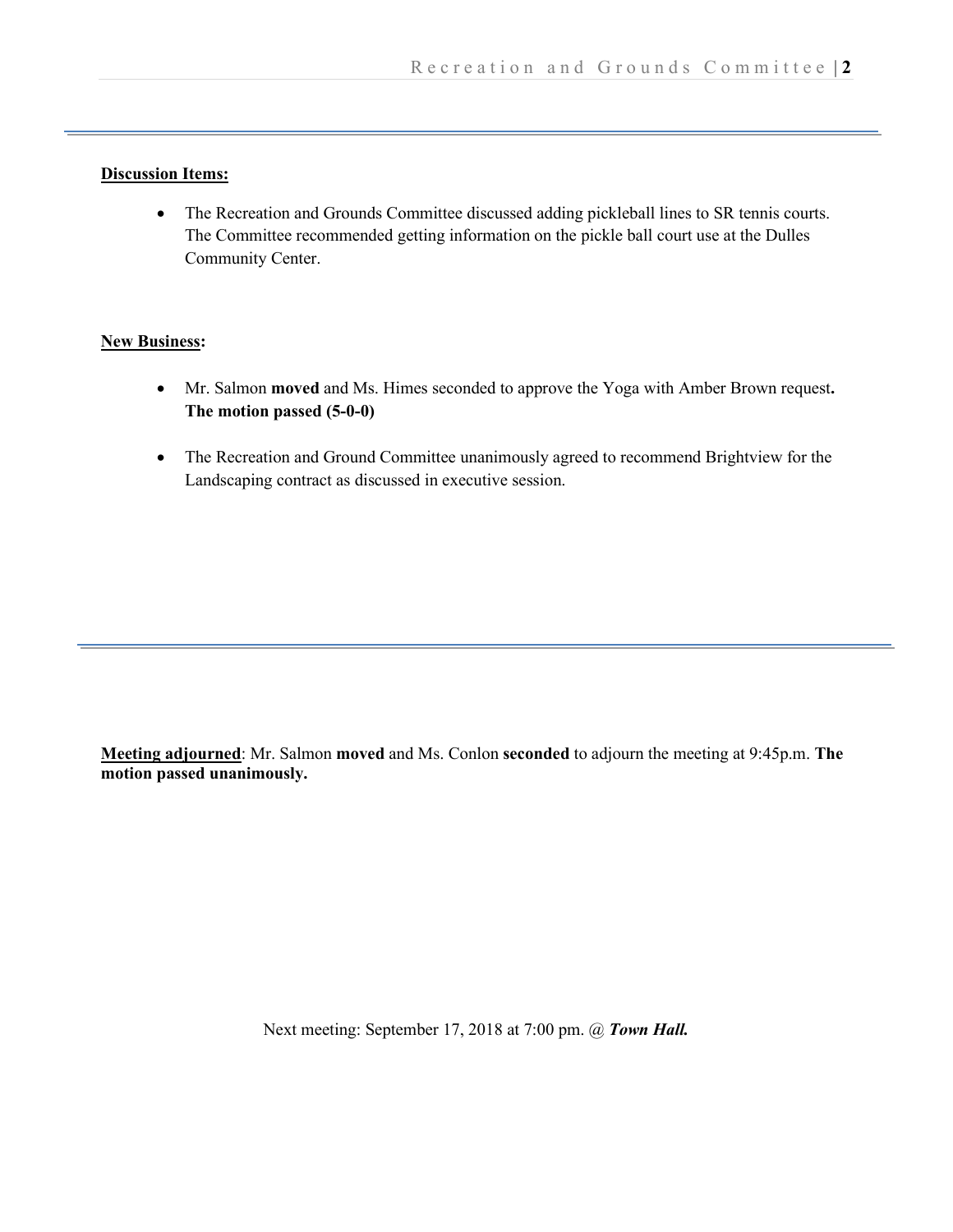**Discussion Items:**

- The Recreation and Grounds Committee discussed adding pickleball lines to SR tennis courts. The Committee recommended getting information on the pickle ball court use at the Dulles Community Center.

**New Business:**

- Mr. Salmon **moved** and Ms. Himes seconded to approve the Yoga with Amber Brown request**. The motion passed (5-0-0)**
- The Recreation and Ground Committee unanimously agreed to recommend Brightview for the Landscaping contract as discussed in executive session.

---

**Meeting adjourned**: Mr. Salmon **moved** and Ms. Conlon **seconded** to adjourn the meeting at 9:45p.m. **The motion passed unanimously.**

Next meeting: September 17, 2018 at 7:00 pm. @ ***Town Hall.***